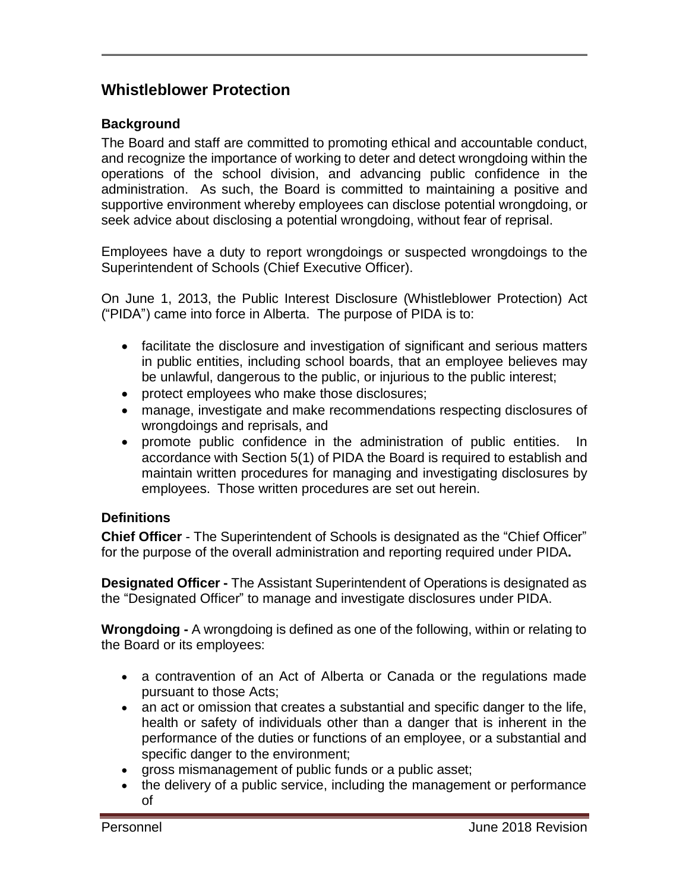# Whistleblower Protection

## Background

The Board and staff are committed to promoting ethical and accountable conduct, and recognize the importance of working to deter and detect wrongdoing within the operations of the school division, and advancing public confidence in the administration. As such, the Board is committed to maintaining a positive and supportive environment whereby employees can disclose potential wrongdoing, or seek advice about disclosing a potential wrongdoing, without fear of reprisal.

Employees have a duty to report wrongdoings or suspected wrongdoings to the Superintendent of Schools (Chief Executive Officer).

On June 1, 2013, the Public Interest Disclosure (Whistleblower Protection) Act ("PIDA") came into force in Alberta. The purpose of PIDA is to:

- facilitate the disclosure and investigation of significant and serious matters in public entities, including school boards, that an employee believes may be unlawful, dangerous to the public, or injurious to the public interest;
- protect employees who make those disclosures;
- manage, investigate and make recommendations respecting disclosures of wrongdoings and reprisals, and
- promote public confidence in the administration of public entities. In accordance with Section 5(1) of PIDA the Board is required to establish and maintain written procedures for managing and investigating disclosures by employees. Those written procedures are set out herein.

## Definitions

**Chief Officer** - The Superintendent of Schools is designated as the "Chief Officer" for the purpose of the overall administration and reporting required under PIDA**.**

**Designated Officer -** The Assistant Superintendent of Operations is designated as the "Designated Officer" to manage and investigate disclosures under PIDA.

**Wrongdoing -** A wrongdoing is defined as one of the following, within or relating to the Board or its employees:

- a contravention of an Act of Alberta or Canada or the regulations made pursuant to those Acts;
- an act or omission that creates a substantial and specific danger to the life, health or safety of individuals other than a danger that is inherent in the performance of the duties or functions of an employee, or a substantial and specific danger to the environment;
- gross mismanagement of public funds or a public asset;
- the delivery of a public service, including the management or performance of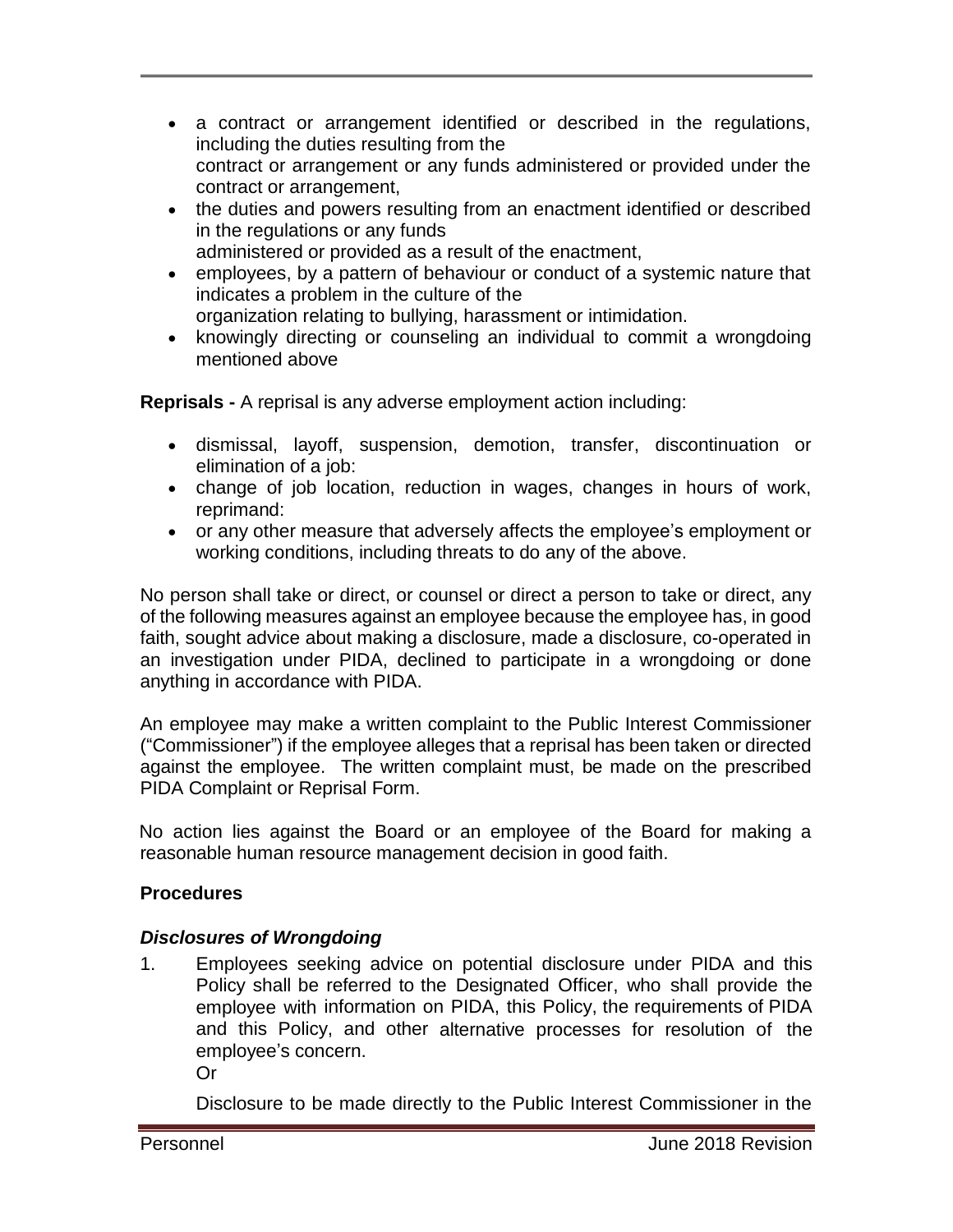- a contract or arrangement identified or described in the regulations, including the duties resulting from the contract or arrangement or any funds administered or provided under the contract or arrangement,
- the duties and powers resulting from an enactment identified or described in the regulations or any funds administered or provided as a result of the enactment,
- employees, by a pattern of behaviour or conduct of a systemic nature that indicates a problem in the culture of the organization relating to bullying, harassment or intimidation.
- knowingly directing or counseling an individual to commit a wrongdoing mentioned above

**Reprisals -** A reprisal is any adverse employment action including:

- dismissal, layoff, suspension, demotion, transfer, discontinuation or elimination of a job:
- change of job location, reduction in wages, changes in hours of work, reprimand:
- or any other measure that adversely affects the employee's employment or working conditions, including threats to do any of the above.

No person shall take or direct, or counsel or direct a person to take or direct, any of the following measures against an employee because the employee has, in good faith, sought advice about making a disclosure, made a disclosure, co-operated in an investigation under PIDA, declined to participate in a wrongdoing or done anything in accordance with PIDA.

An employee may make a written complaint to the Public Interest Commissioner ("Commissioner") if the employee alleges that a reprisal has been taken or directed against the employee. The written complaint must, be made on the prescribed PIDA Complaint or Reprisal Form.

No action lies against the Board or an employee of the Board for making a reasonable human resource management decision in good faith.

## Procedures

### *Disclosures of Wrongdoing*

1. Employees seeking advice on potential disclosure under PIDA and this Policy shall be referred to the Designated Officer, who shall provide the employee with information on PIDA, this Policy, the requirements of PIDA and this Policy, and other alternative processes for resolution of the employee's concern.

   Or

   Disclosure to be made directly to the Public Interest Commissioner in the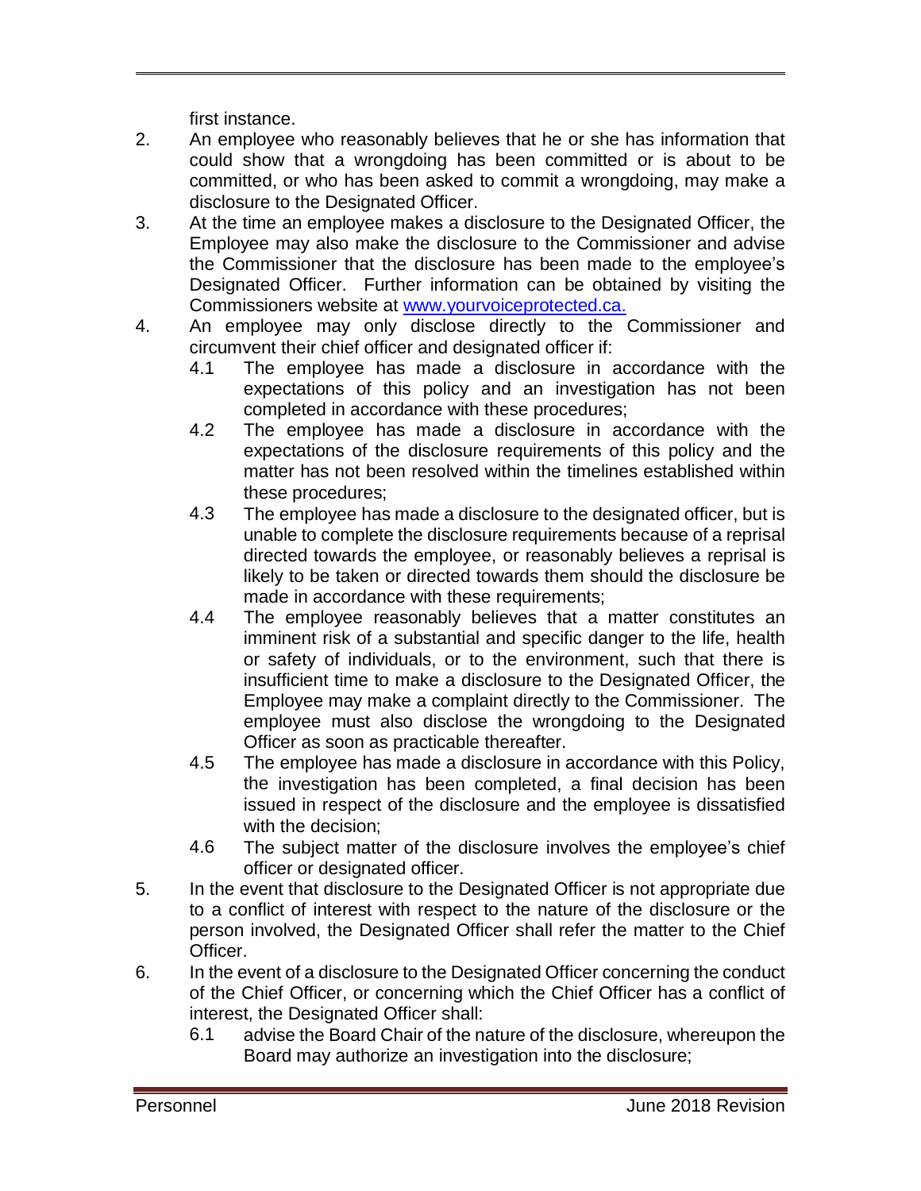first instance.

2. An employee who reasonably believes that he or she has information that could show that a wrongdoing has been committed or is about to be committed, or who has been asked to commit a wrongdoing, may make a disclosure to the Designated Officer.
3. At the time an employee makes a disclosure to the Designated Officer, the Employee may also make the disclosure to the Commissioner and advise the Commissioner that the disclosure has been made to the employee's Designated Officer. Further information can be obtained by visiting the Commissioners website at [www.yourvoiceprotected.ca.](http://www.yourvoiceprotected.ca)
4. An employee may only disclose directly to the Commissioner and circumvent their chief officer and designated officer if:
   - 4.1 The employee has made a disclosure in accordance with the expectations of this policy and an investigation has not been completed in accordance with these procedures;
   - 4.2 The employee has made a disclosure in accordance with the expectations of the disclosure requirements of this policy and the matter has not been resolved within the timelines established within these procedures;
   - 4.3 The employee has made a disclosure to the designated officer, but is unable to complete the disclosure requirements because of a reprisal directed towards the employee, or reasonably believes a reprisal is likely to be taken or directed towards them should the disclosure be made in accordance with these requirements;
   - 4.4 The employee reasonably believes that a matter constitutes an imminent risk of a substantial and specific danger to the life, health or safety of individuals, or to the environment, such that there is insufficient time to make a disclosure to the Designated Officer, the Employee may make a complaint directly to the Commissioner. The employee must also disclose the wrongdoing to the Designated Officer as soon as practicable thereafter.
   - 4.5 The employee has made a disclosure in accordance with this Policy, the investigation has been completed, a final decision has been issued in respect of the disclosure and the employee is dissatisfied with the decision;
   - 4.6 The subject matter of the disclosure involves the employee's chief officer or designated officer.
5. In the event that disclosure to the Designated Officer is not appropriate due to a conflict of interest with respect to the nature of the disclosure or the person involved, the Designated Officer shall refer the matter to the Chief Officer.
6. In the event of a disclosure to the Designated Officer concerning the conduct of the Chief Officer, or concerning which the Chief Officer has a conflict of interest, the Designated Officer shall:
   - 6.1 advise the Board Chair of the nature of the disclosure, whereupon the Board may authorize an investigation into the disclosure;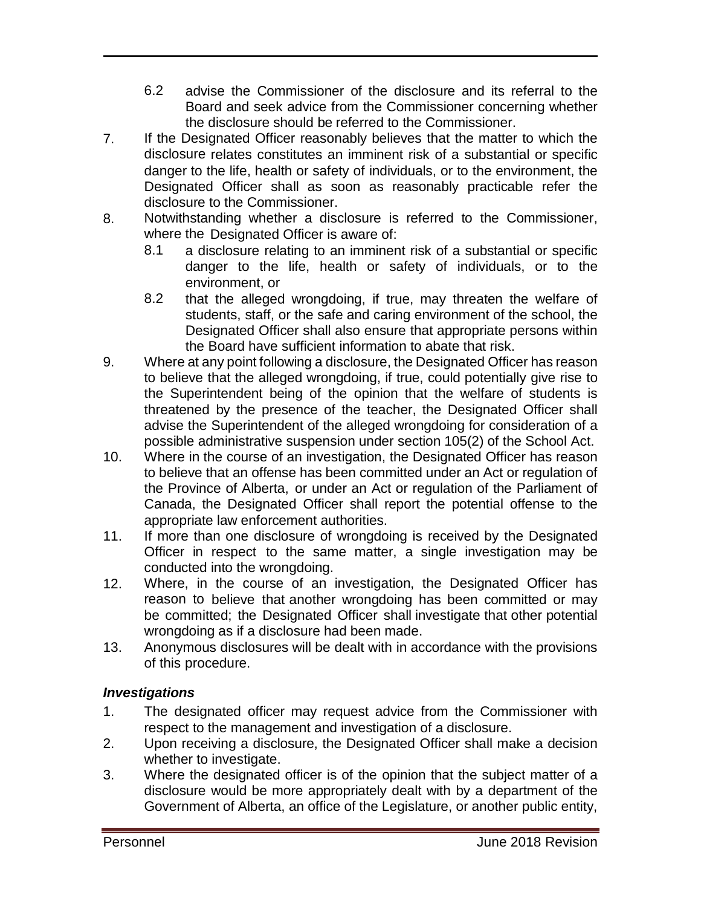6.2 advise the Commissioner of the disclosure and its referral to the Board and seek advice from the Commissioner concerning whether the disclosure should be referred to the Commissioner.

7. If the Designated Officer reasonably believes that the matter to which the disclosure relates constitutes an imminent risk of a substantial or specific danger to the life, health or safety of individuals, or to the environment, the Designated Officer shall as soon as reasonably practicable refer the disclosure to the Commissioner.
8. Notwithstanding whether a disclosure is referred to the Commissioner, where the Designated Officer is aware of:
   8.1 a disclosure relating to an imminent risk of a substantial or specific danger to the life, health or safety of individuals, or to the environment, or
   8.2 that the alleged wrongdoing, if true, may threaten the welfare of students, staff, or the safe and caring environment of the school, the Designated Officer shall also ensure that appropriate persons within the Board have sufficient information to abate that risk.
9. Where at any point following a disclosure, the Designated Officer has reason to believe that the alleged wrongdoing, if true, could potentially give rise to the Superintendent being of the opinion that the welfare of students is threatened by the presence of the teacher, the Designated Officer shall advise the Superintendent of the alleged wrongdoing for consideration of a possible administrative suspension under section 105(2) of the School Act.
10. Where in the course of an investigation, the Designated Officer has reason to believe that an offense has been committed under an Act or regulation of the Province of Alberta, or under an Act or regulation of the Parliament of Canada, the Designated Officer shall report the potential offense to the appropriate law enforcement authorities.
11. If more than one disclosure of wrongdoing is received by the Designated Officer in respect to the same matter, a single investigation may be conducted into the wrongdoing.
12. Where, in the course of an investigation, the Designated Officer has reason to believe that another wrongdoing has been committed or may be committed; the Designated Officer shall investigate that other potential wrongdoing as if a disclosure had been made.
13. Anonymous disclosures will be dealt with in accordance with the provisions of this procedure.

### *Investigations*

1. The designated officer may request advice from the Commissioner with respect to the management and investigation of a disclosure.
2. Upon receiving a disclosure, the Designated Officer shall make a decision whether to investigate.
3. Where the designated officer is of the opinion that the subject matter of a disclosure would be more appropriately dealt with by a department of the Government of Alberta, an office of the Legislature, or another public entity,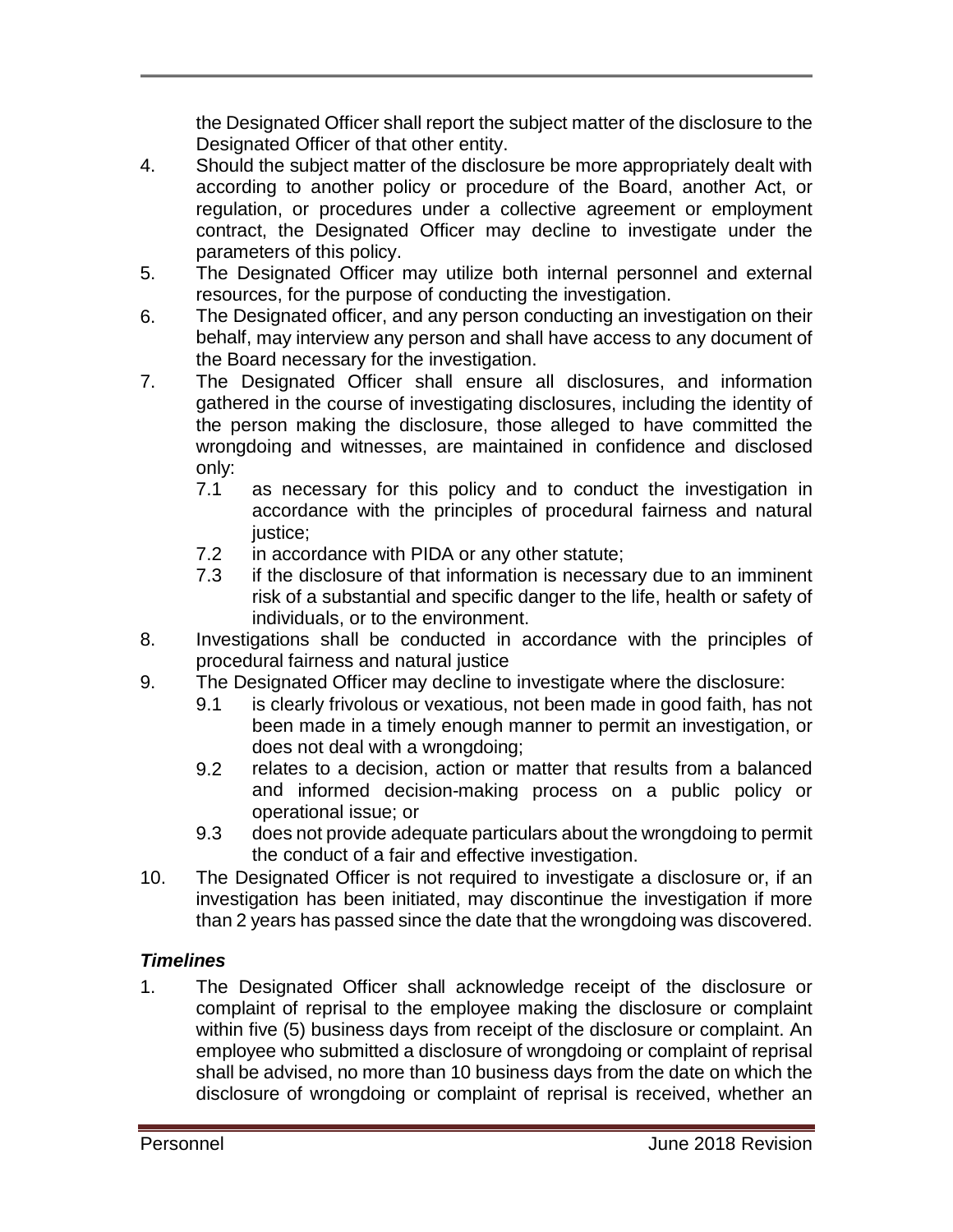the Designated Officer shall report the subject matter of the disclosure to the Designated Officer of that other entity.

4. Should the subject matter of the disclosure be more appropriately dealt with according to another policy or procedure of the Board, another Act, or regulation, or procedures under a collective agreement or employment contract, the Designated Officer may decline to investigate under the parameters of this policy.
5. The Designated Officer may utilize both internal personnel and external resources, for the purpose of conducting the investigation.
6. The Designated officer, and any person conducting an investigation on their behalf, may interview any person and shall have access to any document of the Board necessary for the investigation.
7. The Designated Officer shall ensure all disclosures, and information gathered in the course of investigating disclosures, including the identity of the person making the disclosure, those alleged to have committed the wrongdoing and witnesses, are maintained in confidence and disclosed only:
   - 7.1 as necessary for this policy and to conduct the investigation in accordance with the principles of procedural fairness and natural justice;
   - 7.2 in accordance with PIDA or any other statute;
   - 7.3 if the disclosure of that information is necessary due to an imminent risk of a substantial and specific danger to the life, health or safety of individuals, or to the environment.
8. Investigations shall be conducted in accordance with the principles of procedural fairness and natural justice
9. The Designated Officer may decline to investigate where the disclosure:
   - 9.1 is clearly frivolous or vexatious, not been made in good faith, has not been made in a timely enough manner to permit an investigation, or does not deal with a wrongdoing;
   - 9.2 relates to a decision, action or matter that results from a balanced and informed decision-making process on a public policy or operational issue; or
   - 9.3 does not provide adequate particulars about the wrongdoing to permit the conduct of a fair and effective investigation.
10. The Designated Officer is not required to investigate a disclosure or, if an investigation has been initiated, may discontinue the investigation if more than 2 years has passed since the date that the wrongdoing was discovered.

### *Timelines*

1. The Designated Officer shall acknowledge receipt of the disclosure or complaint of reprisal to the employee making the disclosure or complaint within five (5) business days from receipt of the disclosure or complaint. An employee who submitted a disclosure of wrongdoing or complaint of reprisal shall be advised, no more than 10 business days from the date on which the disclosure of wrongdoing or complaint of reprisal is received, whether an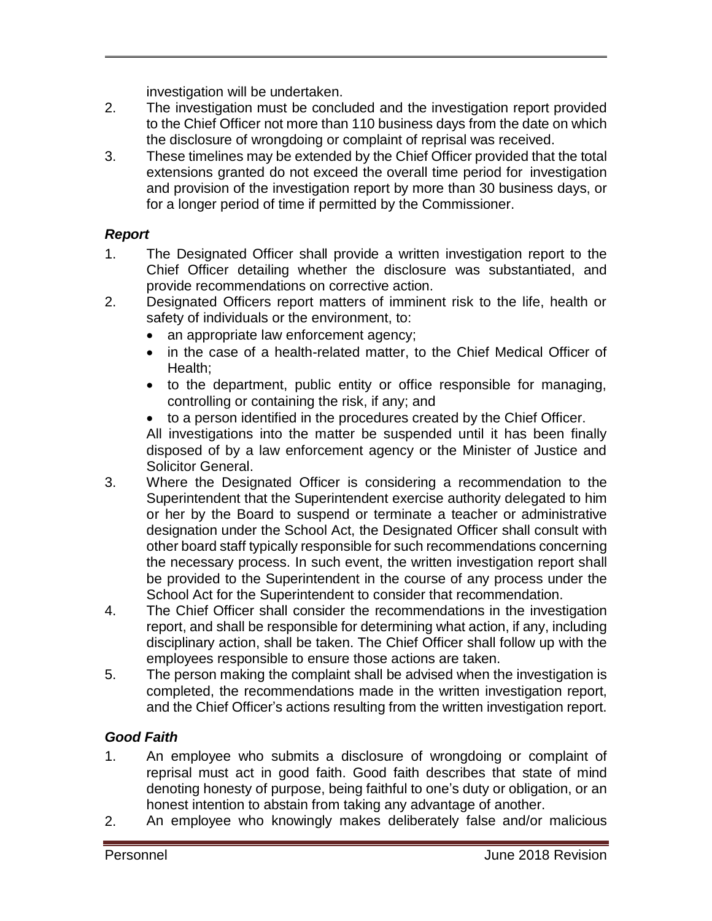investigation will be undertaken.

2. The investigation must be concluded and the investigation report provided to the Chief Officer not more than 110 business days from the date on which the disclosure of wrongdoing or complaint of reprisal was received.
3. These timelines may be extended by the Chief Officer provided that the total extensions granted do not exceed the overall time period for investigation and provision of the investigation report by more than 30 business days, or for a longer period of time if permitted by the Commissioner.

### *Report*

1. The Designated Officer shall provide a written investigation report to the Chief Officer detailing whether the disclosure was substantiated, and provide recommendations on corrective action.
2. Designated Officers report matters of imminent risk to the life, health or safety of individuals or the environment, to:
   - an appropriate law enforcement agency;
   - in the case of a health-related matter, to the Chief Medical Officer of Health;
   - to the department, public entity or office responsible for managing, controlling or containing the risk, if any; and
   - to a person identified in the procedures created by the Chief Officer.

   All investigations into the matter be suspended until it has been finally disposed of by a law enforcement agency or the Minister of Justice and Solicitor General.
3. Where the Designated Officer is considering a recommendation to the Superintendent that the Superintendent exercise authority delegated to him or her by the Board to suspend or terminate a teacher or administrative designation under the School Act, the Designated Officer shall consult with other board staff typically responsible for such recommendations concerning the necessary process. In such event, the written investigation report shall be provided to the Superintendent in the course of any process under the School Act for the Superintendent to consider that recommendation.
4. The Chief Officer shall consider the recommendations in the investigation report, and shall be responsible for determining what action, if any, including disciplinary action, shall be taken. The Chief Officer shall follow up with the employees responsible to ensure those actions are taken.
5. The person making the complaint shall be advised when the investigation is completed, the recommendations made in the written investigation report, and the Chief Officer's actions resulting from the written investigation report.

### *Good Faith*

1. An employee who submits a disclosure of wrongdoing or complaint of reprisal must act in good faith. Good faith describes that state of mind denoting honesty of purpose, being faithful to one's duty or obligation, or an honest intention to abstain from taking any advantage of another.
2. An employee who knowingly makes deliberately false and/or malicious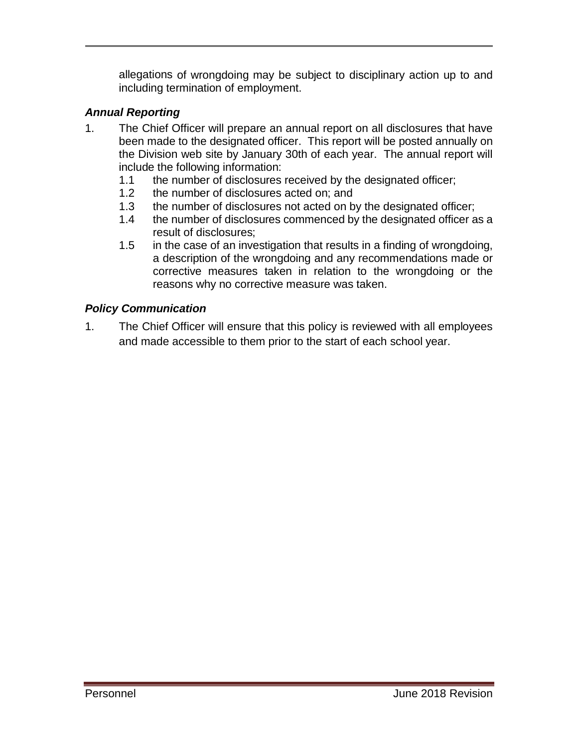allegations of wrongdoing may be subject to disciplinary action up to and including termination of employment.

### *Annual Reporting*

1. The Chief Officer will prepare an annual report on all disclosures that have been made to the designated officer. This report will be posted annually on the Division web site by January 30th of each year. The annual report will include the following information:
   - 1.1 the number of disclosures received by the designated officer;
   - 1.2 the number of disclosures acted on; and
   - 1.3 the number of disclosures not acted on by the designated officer;
   - 1.4 the number of disclosures commenced by the designated officer as a result of disclosures;
   - 1.5 in the case of an investigation that results in a finding of wrongdoing, a description of the wrongdoing and any recommendations made or corrective measures taken in relation to the wrongdoing or the reasons why no corrective measure was taken.

### *Policy Communication*

1. The Chief Officer will ensure that this policy is reviewed with all employees and made accessible to them prior to the start of each school year.